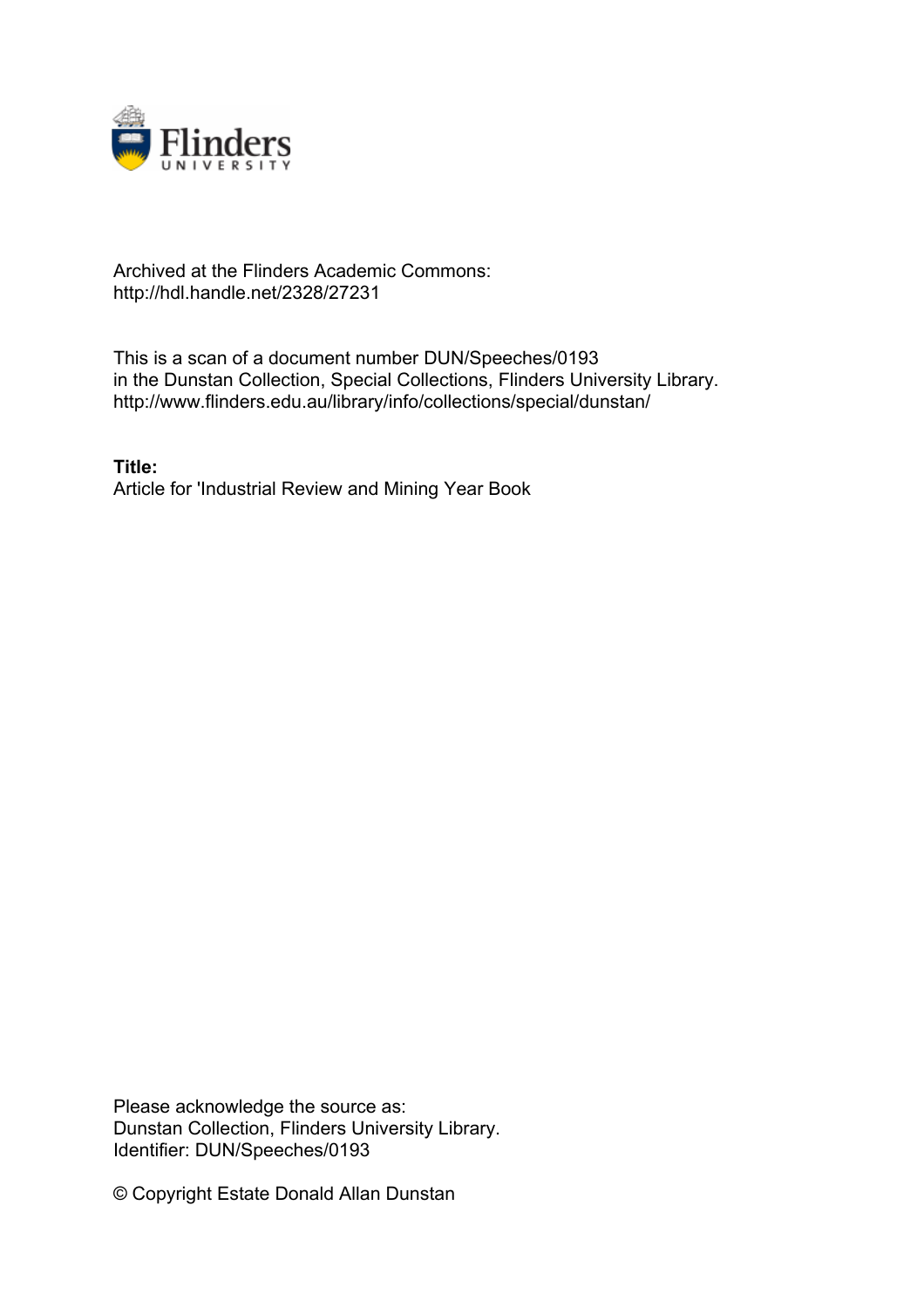Archived at the Flinders Academic Commons:
http://hdl.handle.net/2328/27231

This is a scan of a document number DUN/Speeches/0193
in the Dunstan Collection, Special Collections, Flinders University Library.
http://www.flinders.edu.au/library/info/collections/special/dunstan/

**Title:**
Article for 'Industrial Review and Mining Year Book

Please acknowledge the source as:
Dunstan Collection, Flinders University Library.
Identifier: DUN/Speeches/0193

© Copyright Estate Donald Allan Dunstan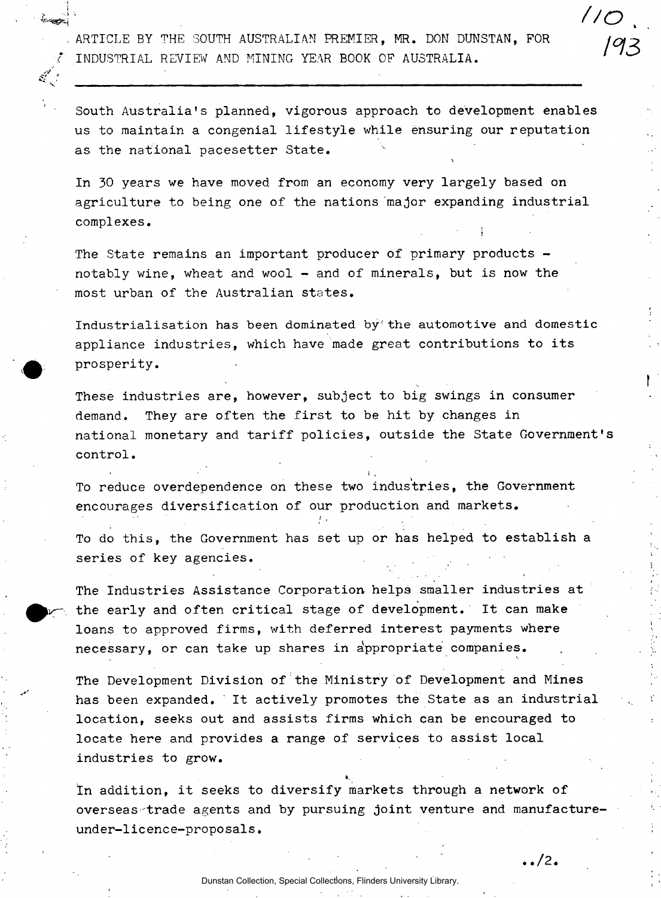ARTICLE BY THE SOUTH AUSTRALIAN PREMIER, MR. DON DUNSTAN, FOR INDUSTRIAL REVIEW AND MINING YEAR BOOK OF AUSTRALIA.

---

South Australia's planned, vigorous approach to development enables us to maintain a congenial lifestyle while ensuring our reputation as the national pacesetter State.

In 30 years we have moved from an economy very largely based on agriculture to being one of the nations major expanding industrial complexes.

The State remains an important producer of primary products - notably wine, wheat and wool - and of minerals, but is now the most urban of the Australian states.

Industrialisation has been dominated by the automotive and domestic appliance industries, which have made great contributions to its prosperity.

These industries are, however, subject to big swings in consumer demand. They are often the first to be hit by changes in national monetary and tariff policies, outside the State Government's control.

To reduce overdependence on these two industries, the Government encourages diversification of our production and markets.

To do this, the Government has set up or has helped to establish a series of key agencies.

The Industries Assistance Corporation helps smaller industries at the early and often critical stage of development. It can make loans to approved firms, with deferred interest payments where necessary, or can take up shares in appropriate companies.

The Development Division of the Ministry of Development and Mines has been expanded. It actively promotes the State as an industrial location, seeks out and assists firms which can be encouraged to locate here and provides a range of services to assist local industries to grow.

In addition, it seeks to diversify markets through a network of overseas trade agents and by pursuing joint venture and manufacture-under-licence-proposals.

../2.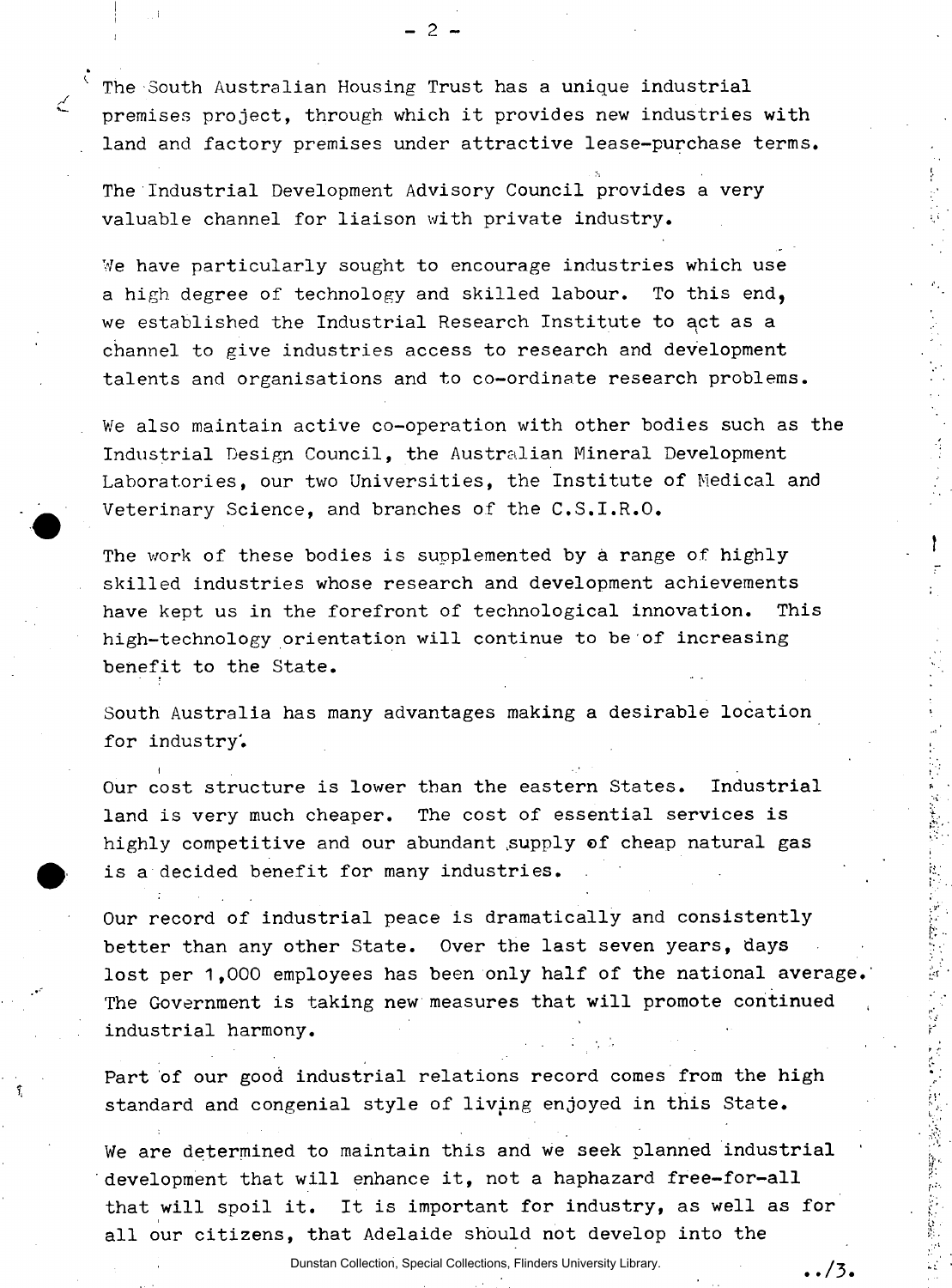The South Australian Housing Trust has a unique industrial premises project, through which it provides new industries with land and factory premises under attractive lease-purchase terms.

The Industrial Development Advisory Council provides a very valuable channel for liaison with private industry.

We have particularly sought to encourage industries which use a high degree of technology and skilled labour. To this end, we established the Industrial Research Institute to act as a channel to give industries access to research and development talents and organisations and to co-ordinate research problems.

We also maintain active co-operation with other bodies such as the Industrial Design Council, the Australian Mineral Development Laboratories, our two Universities, the Institute of Medical and Veterinary Science, and branches of the C.S.I.R.O.

The work of these bodies is supplemented by a range of highly skilled industries whose research and development achievements have kept us in the forefront of technological innovation. This high-technology orientation will continue to be of increasing benefit to the State.

South Australia has many advantages making a desirable location for industry.

Our cost structure is lower than the eastern States. Industrial land is very much cheaper. The cost of essential services is highly competitive and our abundant supply of cheap natural gas is a decided benefit for many industries.

Our record of industrial peace is dramatically and consistently better than any other State. Over the last seven years, days lost per 1,000 employees has been only half of the national average. The Government is taking new measures that will promote continued industrial harmony.

Part of our good industrial relations record comes from the high standard and congenial style of living enjoyed in this State.

We are determined to maintain this and we seek planned industrial development that will enhance it, not a haphazard free-for-all that will spoil it. It is important for industry, as well as for all our citizens, that Adelaide should not develop into the

../3.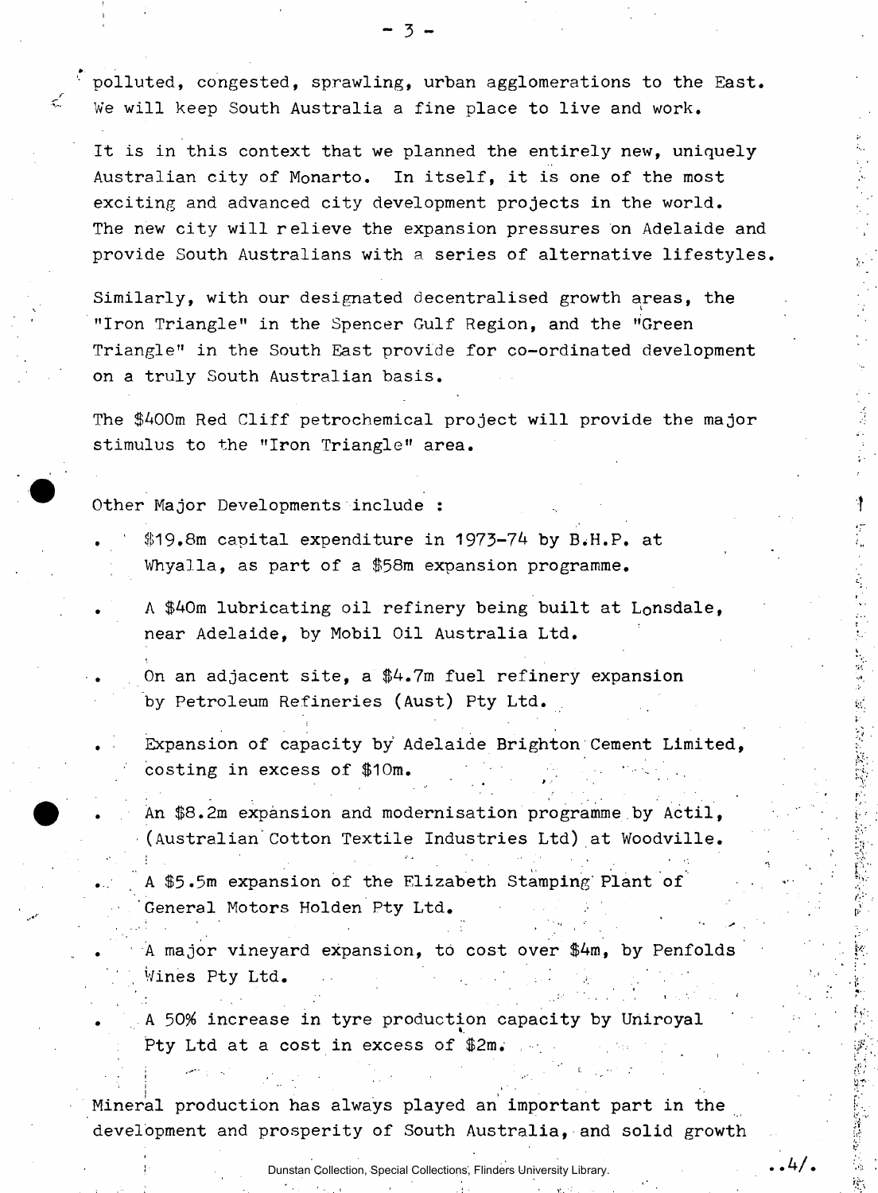polluted, congested, sprawling, urban agglomerations to the East. We will keep South Australia a fine place to live and work.

It is in this context that we planned the entirely new, uniquely Australian city of Monarto. In itself, it is one of the most exciting and advanced city development projects in the world. The new city will relieve the expansion pressures on Adelaide and provide South Australians with a series of alternative lifestyles.

Similarly, with our designated decentralised growth areas, the "Iron Triangle" in the Spencer Gulf Region, and the "Green Triangle" in the South East provide for co-ordinated development on a truly South Australian basis.

The $400m Red Cliff petrochemical project will provide the major stimulus to the "Iron Triangle" area.

Other Major Developments include :

- $19.8m capital expenditure in 1973-74 by B.H.P. at Whyalla, as part of a $58m expansion programme.
- A $40m lubricating oil refinery being built at Lonsdale, near Adelaide, by Mobil Oil Australia Ltd.
- On an adjacent site, a $4.7m fuel refinery expansion by Petroleum Refineries (Aust) Pty Ltd.
- Expansion of capacity by Adelaide Brighton Cement Limited, costing in excess of $10m.
- An $8.2m expansion and modernisation programme by Actil, (Australian Cotton Textile Industries Ltd) at Woodville.
- A $5.5m expansion of the Elizabeth Stamping Plant of General Motors Holden Pty Ltd.
- A major vineyard expansion, to cost over $4m, by Penfolds Wines Pty Ltd.
- A 50% increase in tyre production capacity by Uniroyal Pty Ltd at a cost in excess of $2m.

Mineral production has always played an important part in the development and prosperity of South Australia, and solid growth

..4/.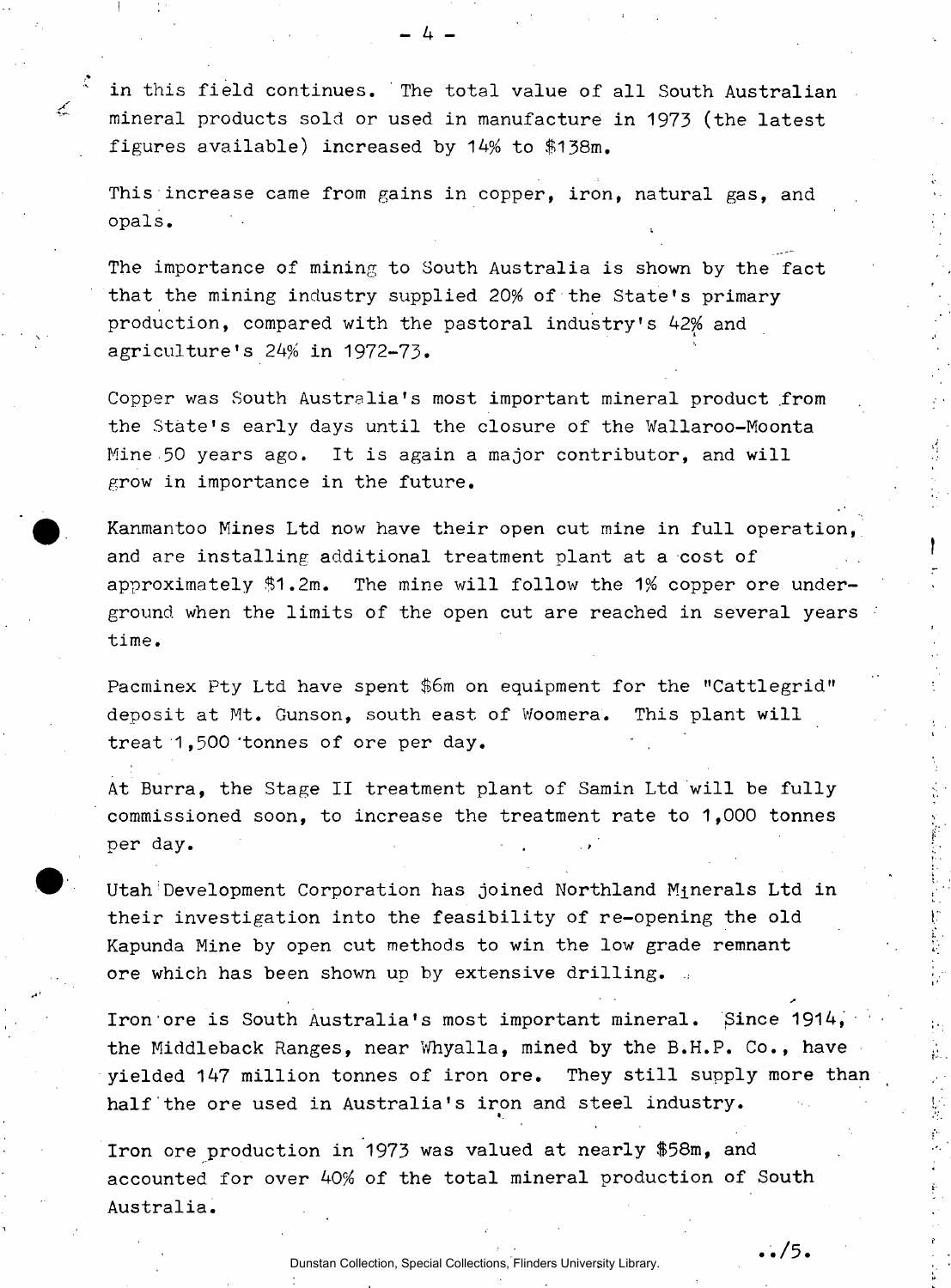in this field continues. The total value of all South Australian mineral products sold or used in manufacture in 1973 (the latest figures available) increased by 14% to $138m.

This increase came from gains in copper, iron, natural gas, and opals.

The importance of mining to South Australia is shown by the fact that the mining industry supplied 20% of the State's primary production, compared with the pastoral industry's 42% and agriculture's 24% in 1972-73.

Copper was South Australia's most important mineral product from the State's early days until the closure of the Wallaroo-Moonta Mine 50 years ago. It is again a major contributor, and will grow in importance in the future.

Kanmantoo Mines Ltd now have their open cut mine in full operation, and are installing additional treatment plant at a cost of approximately $1.2m. The mine will follow the 1% copper ore underground when the limits of the open cut are reached in several years time.

Pacminex Pty Ltd have spent $6m on equipment for the "Cattlegrid" deposit at Mt. Gunson, south east of Woomera. This plant will treat 1,500 tonnes of ore per day.

At Burra, the Stage II treatment plant of Samin Ltd will be fully commissioned soon, to increase the treatment rate to 1,000 tonnes per day.

Utah Development Corporation has joined Northland Minerals Ltd in their investigation into the feasibility of re-opening the old Kapunda Mine by open cut methods to win the low grade remnant ore which has been shown up by extensive drilling.

Iron ore is South Australia's most important mineral. Since 1914, the Middleback Ranges, near Whyalla, mined by the B.H.P. Co., have yielded 147 million tonnes of iron ore. They still supply more than half the ore used in Australia's iron and steel industry.

Iron ore production in 1973 was valued at nearly $58m, and accounted for over 40% of the total mineral production of South Australia.

../5.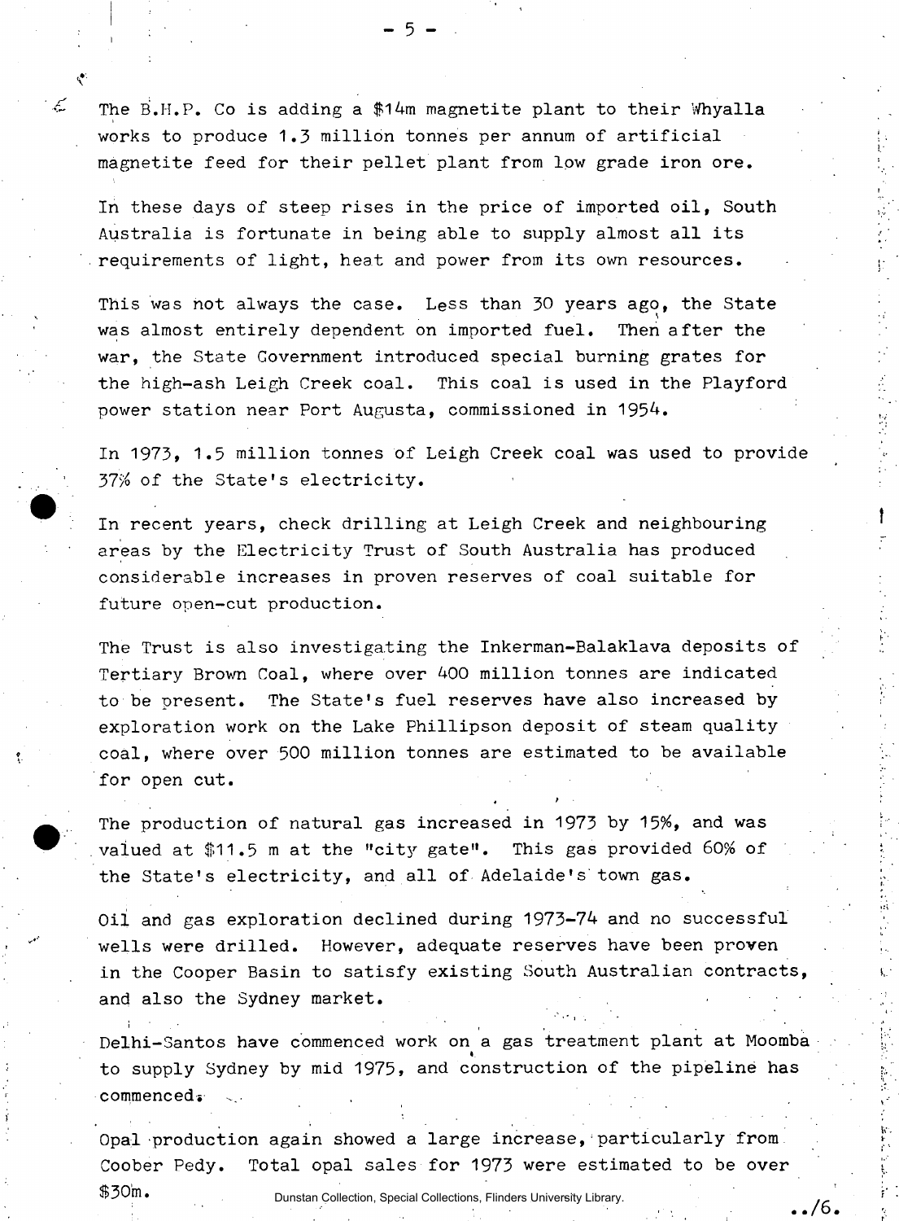The B.H.P. Co is adding a $14m magnetite plant to their Whyalla works to produce 1.3 million tonnes per annum of artificial magnetite feed for their pellet plant from low grade iron ore.

In these days of steep rises in the price of imported oil, South Australia is fortunate in being able to supply almost all its requirements of light, heat and power from its own resources.

This was not always the case. Less than 30 years ago, the State was almost entirely dependent on imported fuel. Then after the war, the State Government introduced special burning grates for the high-ash Leigh Creek coal. This coal is used in the Playford power station near Port Augusta, commissioned in 1954.

In 1973, 1.5 million tonnes of Leigh Creek coal was used to provide 37% of the State's electricity.

In recent years, check drilling at Leigh Creek and neighbouring areas by the Electricity Trust of South Australia has produced considerable increases in proven reserves of coal suitable for future open-cut production.

The Trust is also investigating the Inkerman-Balaklava deposits of Tertiary Brown Coal, where over 400 million tonnes are indicated to be present. The State's fuel reserves have also increased by exploration work on the Lake Phillipson deposit of steam quality coal, where over 500 million tonnes are estimated to be available for open cut.

The production of natural gas increased in 1973 by 15%, and was valued at $11.5 m at the "city gate". This gas provided 60% of the State's electricity, and all of Adelaide's town gas.

Oil and gas exploration declined during 1973-74 and no successful wells were drilled. However, adequate reserves have been proven in the Cooper Basin to satisfy existing South Australian contracts, and also the Sydney market.

Delhi-Santos have commenced work on a gas treatment plant at Moomba to supply Sydney by mid 1975, and construction of the pipeline has commenced.

Opal production again showed a large increase, particularly from Coober Pedy. Total opal sales for 1973 were estimated to be over $30m.

../6.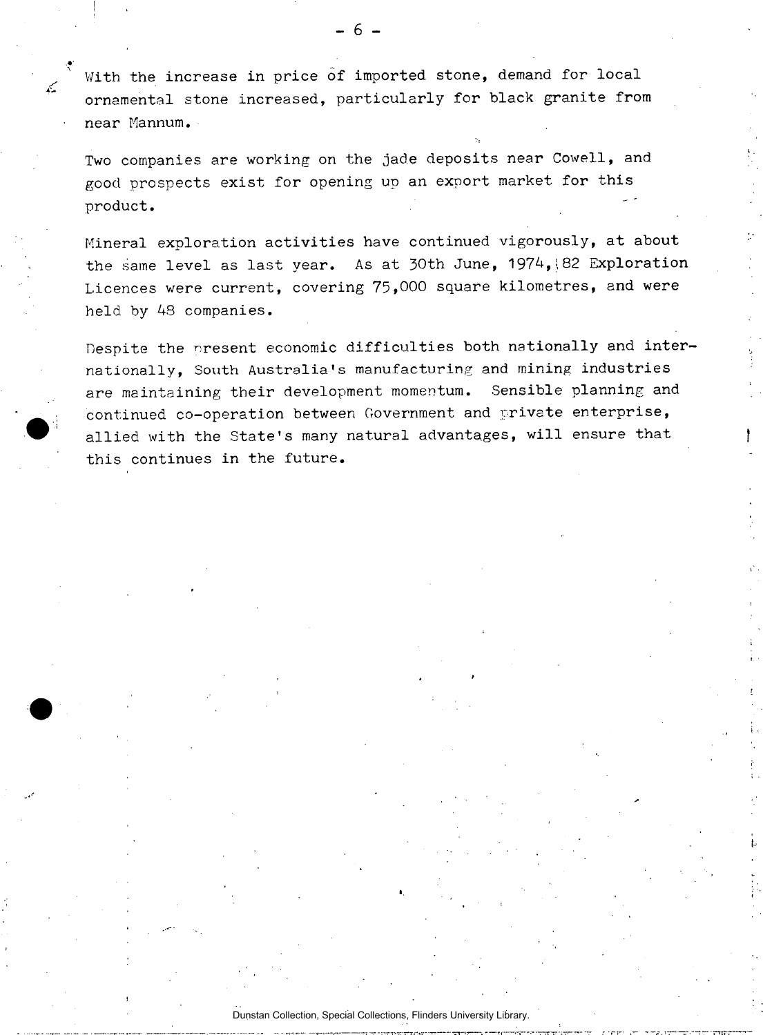With the increase in price of imported stone, demand for local ornamental stone increased, particularly for black granite from near Mannum.

Two companies are working on the jade deposits near Cowell, and good prospects exist for opening up an export market for this product.

Mineral exploration activities have continued vigorously, at about the same level as last year. As at 30th June, 1974, 182 Exploration Licences were current, covering 75,000 square kilometres, and were held by 48 companies.

Despite the present economic difficulties both nationally and internationally, South Australia's manufacturing and mining industries are maintaining their development momentum. Sensible planning and continued co-operation between Government and private enterprise, allied with the State's many natural advantages, will ensure that this continues in the future.

Dunstan Collection, Special Collections, Flinders University Library.